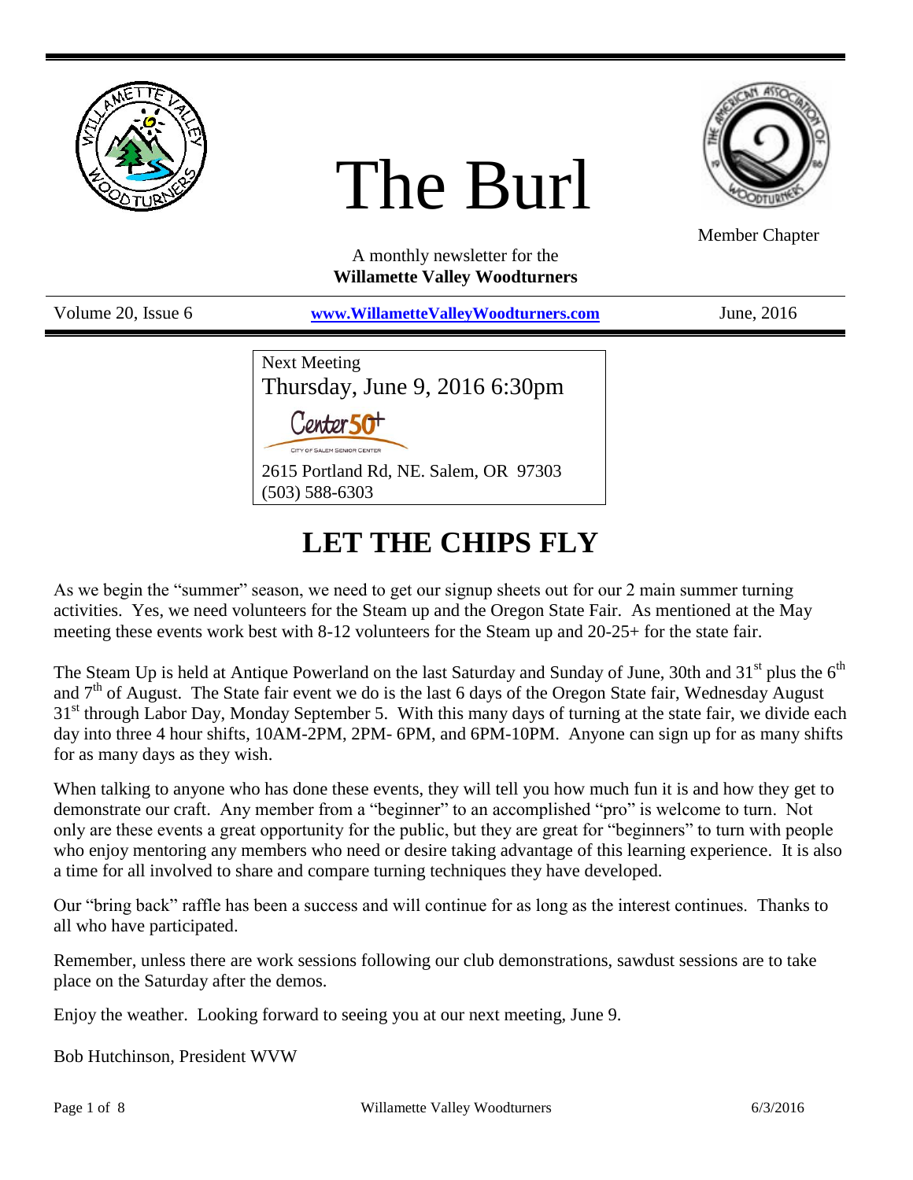# The Burl

Member Chapter

A monthly newsletter for the
**Willamette Valley Woodturners**

Volume 20, Issue 6 | [www.WillametteValleyWoodturners.com](http://www.WillametteValleyWoodturners.com) | June, 2016

Next Meeting
Thursday, June 9, 2016 6:30pm

Center 50+
CITY OF SALEM SENIOR CENTER

2615 Portland Rd, NE. Salem, OR 97303
(503) 588-6303

## LET THE CHIPS FLY

As we begin the "summer" season, we need to get our signup sheets out for our 2 main summer turning activities. Yes, we need volunteers for the Steam up and the Oregon State Fair. As mentioned at the May meeting these events work best with 8-12 volunteers for the Steam up and 20-25+ for the state fair.

The Steam Up is held at Antique Powerland on the last Saturday and Sunday of June, 30th and 31st plus the 6th and 7th of August. The State fair event we do is the last 6 days of the Oregon State fair, Wednesday August 31st through Labor Day, Monday September 5. With this many days of turning at the state fair, we divide each day into three 4 hour shifts, 10AM-2PM, 2PM- 6PM, and 6PM-10PM. Anyone can sign up for as many shifts for as many days as they wish.

When talking to anyone who has done these events, they will tell you how much fun it is and how they get to demonstrate our craft. Any member from a "beginner" to an accomplished "pro" is welcome to turn. Not only are these events a great opportunity for the public, but they are great for "beginners" to turn with people who enjoy mentoring any members who need or desire taking advantage of this learning experience. It is also a time for all involved to share and compare turning techniques they have developed.

Our "bring back" raffle has been a success and will continue for as long as the interest continues. Thanks to all who have participated.

Remember, unless there are work sessions following our club demonstrations, sawdust sessions are to take place on the Saturday after the demos.

Enjoy the weather. Looking forward to seeing you at our next meeting, June 9.

Bob Hutchinson, President WVW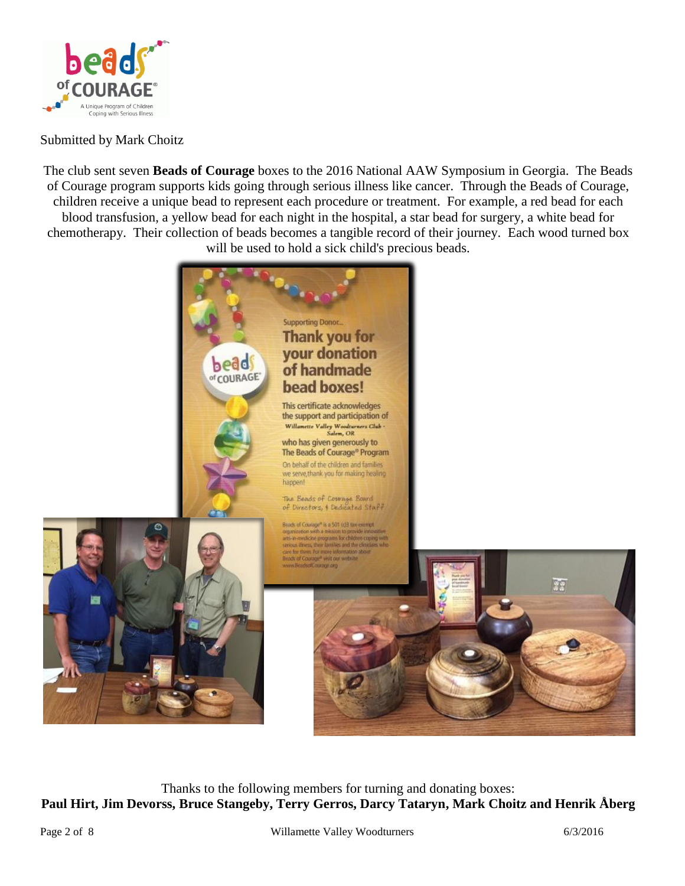Submitted by Mark Choitz

The club sent seven **Beads of Courage** boxes to the 2016 National AAW Symposium in Georgia. The Beads of Courage program supports kids going through serious illness like cancer. Through the Beads of Courage, children receive a unique bead to represent each procedure or treatment. For example, a red bead for each blood transfusion, a yellow bead for each night in the hospital, a star bead for surgery, a white bead for chemotherapy. Their collection of beads becomes a tangible record of their journey. Each wood turned box will be used to hold a sick child's precious beads.

Thanks to the following members for turning and donating boxes:
**Paul Hirt, Jim Devorss, Bruce Stangeby, Terry Gerros, Darcy Tataryn, Mark Choitz and Henrik Åberg**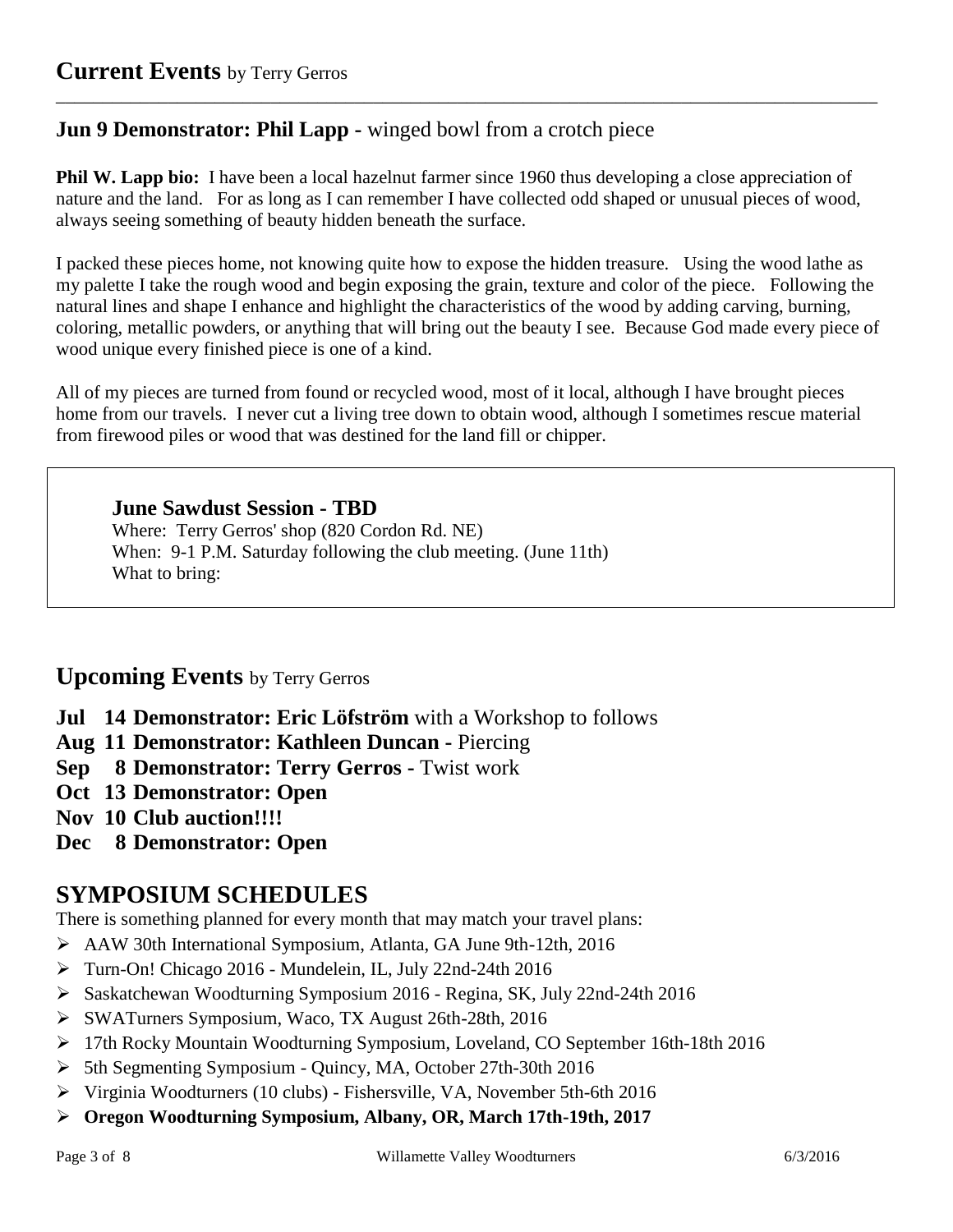## **Current Events** by Terry Gerros

### **Jun 9 Demonstrator: Phil Lapp -** winged bowl from a crotch piece

**Phil W. Lapp bio:** I have been a local hazelnut farmer since 1960 thus developing a close appreciation of nature and the land. For as long as I can remember I have collected odd shaped or unusual pieces of wood, always seeing something of beauty hidden beneath the surface.

I packed these pieces home, not knowing quite how to expose the hidden treasure. Using the wood lathe as my palette I take the rough wood and begin exposing the grain, texture and color of the piece. Following the natural lines and shape I enhance and highlight the characteristics of the wood by adding carving, burning, coloring, metallic powders, or anything that will bring out the beauty I see. Because God made every piece of wood unique every finished piece is one of a kind.

All of my pieces are turned from found or recycled wood, most of it local, although I have brought pieces home from our travels. I never cut a living tree down to obtain wood, although I sometimes rescue material from firewood piles or wood that was destined for the land fill or chipper.

**June Sawdust Session - TBD**
Where: Terry Gerros' shop (820 Cordon Rd. NE)
When: 9-1 P.M. Saturday following the club meeting. (June 11th)
What to bring:

## **Upcoming Events** by Terry Gerros

**Jul 14 Demonstrator: Eric Löfström** with a Workshop to follows
**Aug 11 Demonstrator: Kathleen Duncan -** Piercing
**Sep 8 Demonstrator: Terry Gerros -** Twist work
**Oct 13 Demonstrator: Open**
**Nov 10 Club auction!!!!**
**Dec 8 Demonstrator: Open**

## **SYMPOSIUM SCHEDULES**

There is something planned for every month that may match your travel plans:

- AAW 30th International Symposium, Atlanta, GA June 9th-12th, 2016
- Turn-On! Chicago 2016 - Mundelein, IL, July 22nd-24th 2016
- Saskatchewan Woodturning Symposium 2016 - Regina, SK, July 22nd-24th 2016
- SWATurners Symposium, Waco, TX August 26th-28th, 2016
- 17th Rocky Mountain Woodturning Symposium, Loveland, CO September 16th-18th 2016
- 5th Segmenting Symposium - Quincy, MA, October 27th-30th 2016
- Virginia Woodturners (10 clubs) - Fishersville, VA, November 5th-6th 2016
- **Oregon Woodturning Symposium, Albany, OR, March 17th-19th, 2017**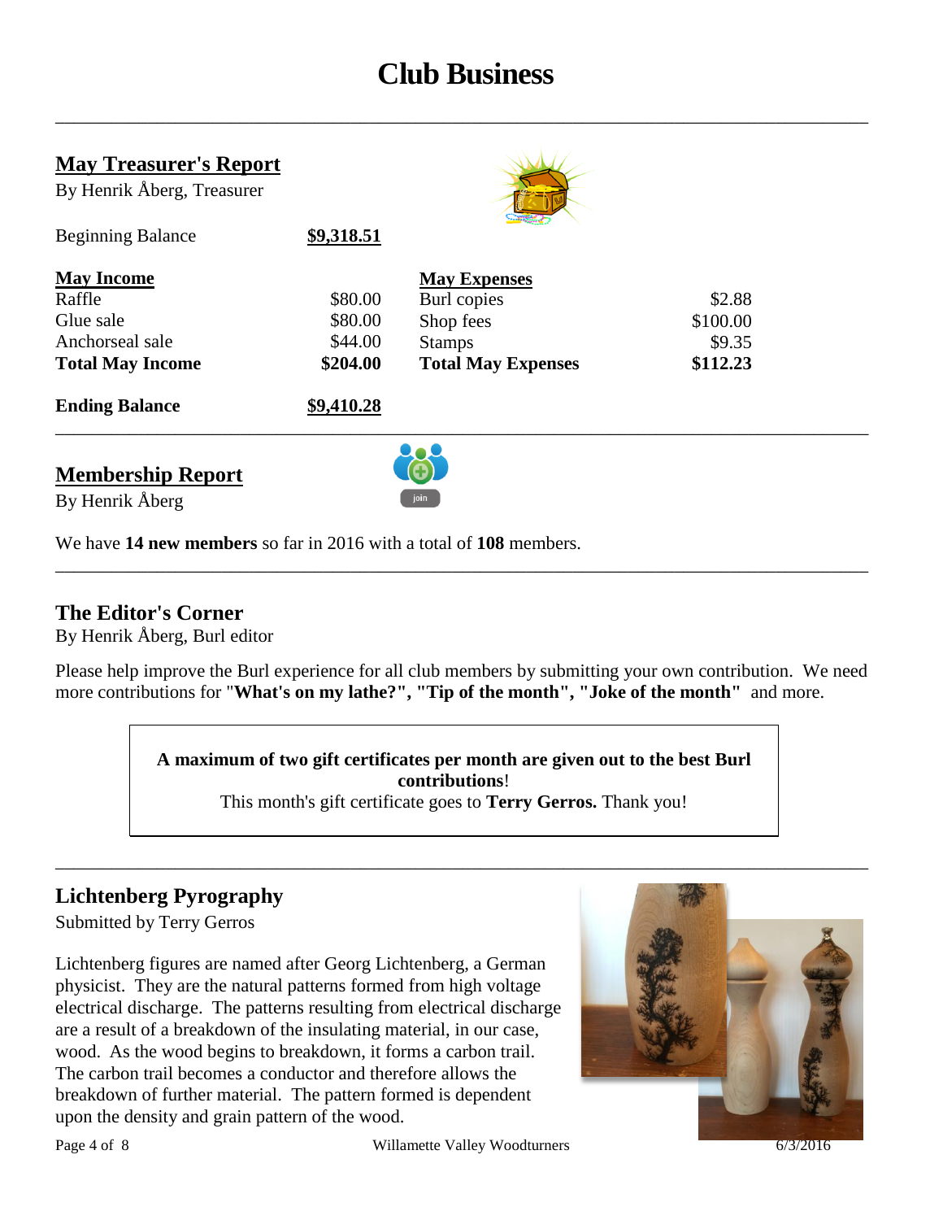# Club Business

## May Treasurer's Report

By Henrik Åberg, Treasurer

| | |
|---|---|
| Beginning Balance | **$9,318.51** |

| **May Income** | | **May Expenses** | |
|---|---|---|---|
| Raffle | $80.00 | Burl copies | $2.88 |
| Glue sale | $80.00 | Shop fees | $100.00 |
| Anchorseal sale | $44.00 | Stamps | $9.35 |
| **Total May Income** | **$204.00** | **Total May Expenses** | **$112.23** |

| | |
|---|---|
| **Ending Balance** | **$9,410.28** |

## Membership Report

By Henrik Åberg

We have **14 new members** so far in 2016 with a total of **108** members.

## The Editor's Corner

By Henrik Åberg, Burl editor

Please help improve the Burl experience for all club members by submitting your own contribution. We need more contributions for "**What's on my lathe?", "Tip of the month", "Joke of the month"** and more.

> **A maximum of two gift certificates per month are given out to the best Burl contributions**!
> This month's gift certificate goes to **Terry Gerros.** Thank you!

## Lichtenberg Pyrography

Submitted by Terry Gerros

Lichtenberg figures are named after Georg Lichtenberg, a German physicist. They are the natural patterns formed from high voltage electrical discharge. The patterns resulting from electrical discharge are a result of a breakdown of the insulating material, in our case, wood. As the wood begins to breakdown, it forms a carbon trail. The carbon trail becomes a conductor and therefore allows the breakdown of further material. The pattern formed is dependent upon the density and grain pattern of the wood.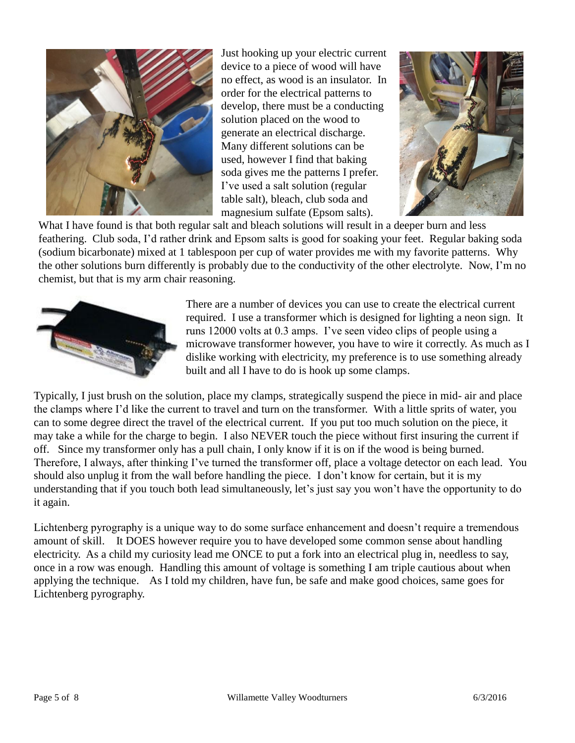Just hooking up your electric current device to a piece of wood will have no effect, as wood is an insulator. In order for the electrical patterns to develop, there must be a conducting solution placed on the wood to generate an electrical discharge. Many different solutions can be used, however I find that baking soda gives me the patterns I prefer. I've used a salt solution (regular table salt), bleach, club soda and magnesium sulfate (Epsom salts). What I have found is that both regular salt and bleach solutions will result in a deeper burn and less feathering. Club soda, I'd rather drink and Epsom salts is good for soaking your feet. Regular baking soda (sodium bicarbonate) mixed at 1 tablespoon per cup of water provides me with my favorite patterns. Why the other solutions burn differently is probably due to the conductivity of the other electrolyte. Now, I'm no chemist, but that is my arm chair reasoning.

There are a number of devices you can use to create the electrical current required. I use a transformer which is designed for lighting a neon sign. It runs 12000 volts at 0.3 amps. I've seen video clips of people using a microwave transformer however, you have to wire it correctly. As much as I dislike working with electricity, my preference is to use something already built and all I have to do is hook up some clamps.

Typically, I just brush on the solution, place my clamps, strategically suspend the piece in mid- air and place the clamps where I'd like the current to travel and turn on the transformer. With a little sprits of water, you can to some degree direct the travel of the electrical current. If you put too much solution on the piece, it may take a while for the charge to begin. I also NEVER touch the piece without first insuring the current if off. Since my transformer only has a pull chain, I only know if it is on if the wood is being burned. Therefore, I always, after thinking I've turned the transformer off, place a voltage detector on each lead. You should also unplug it from the wall before handling the piece. I don't know for certain, but it is my understanding that if you touch both lead simultaneously, let's just say you won't have the opportunity to do it again.

Lichtenberg pyrography is a unique way to do some surface enhancement and doesn't require a tremendous amount of skill. It DOES however require you to have developed some common sense about handling electricity. As a child my curiosity lead me ONCE to put a fork into an electrical plug in, needless to say, once in a row was enough. Handling this amount of voltage is something I am triple cautious about when applying the technique. As I told my children, have fun, be safe and make good choices, same goes for Lichtenberg pyrography.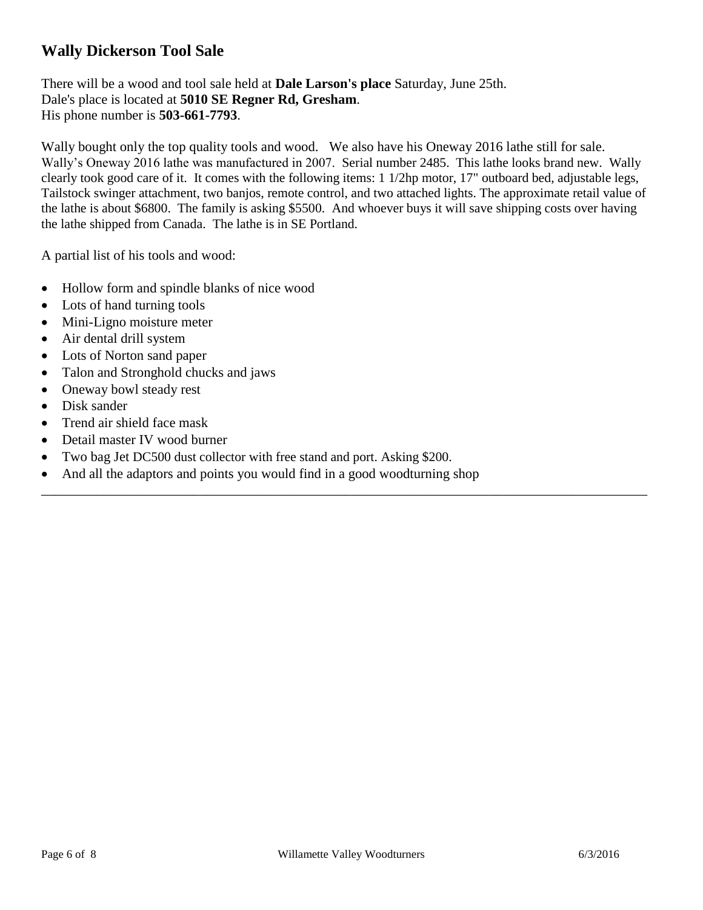## Wally Dickerson Tool Sale

There will be a wood and tool sale held at **Dale Larson's place** Saturday, June 25th.
Dale's place is located at **5010 SE Regner Rd, Gresham**.
His phone number is **503-661-7793**.

Wally bought only the top quality tools and wood. We also have his Oneway 2016 lathe still for sale. Wally's Oneway 2016 lathe was manufactured in 2007. Serial number 2485. This lathe looks brand new. Wally clearly took good care of it. It comes with the following items: 1 1/2hp motor, 17" outboard bed, adjustable legs, Tailstock swinger attachment, two banjos, remote control, and two attached lights. The approximate retail value of the lathe is about $6800. The family is asking $5500. And whoever buys it will save shipping costs over having the lathe shipped from Canada. The lathe is in SE Portland.

A partial list of his tools and wood:

- Hollow form and spindle blanks of nice wood
- Lots of hand turning tools
- Mini-Ligno moisture meter
- Air dental drill system
- Lots of Norton sand paper
- Talon and Stronghold chucks and jaws
- Oneway bowl steady rest
- Disk sander
- Trend air shield face mask
- Detail master IV wood burner
- Two bag Jet DC500 dust collector with free stand and port. Asking $200.
- And all the adaptors and points you would find in a good woodturning shop

---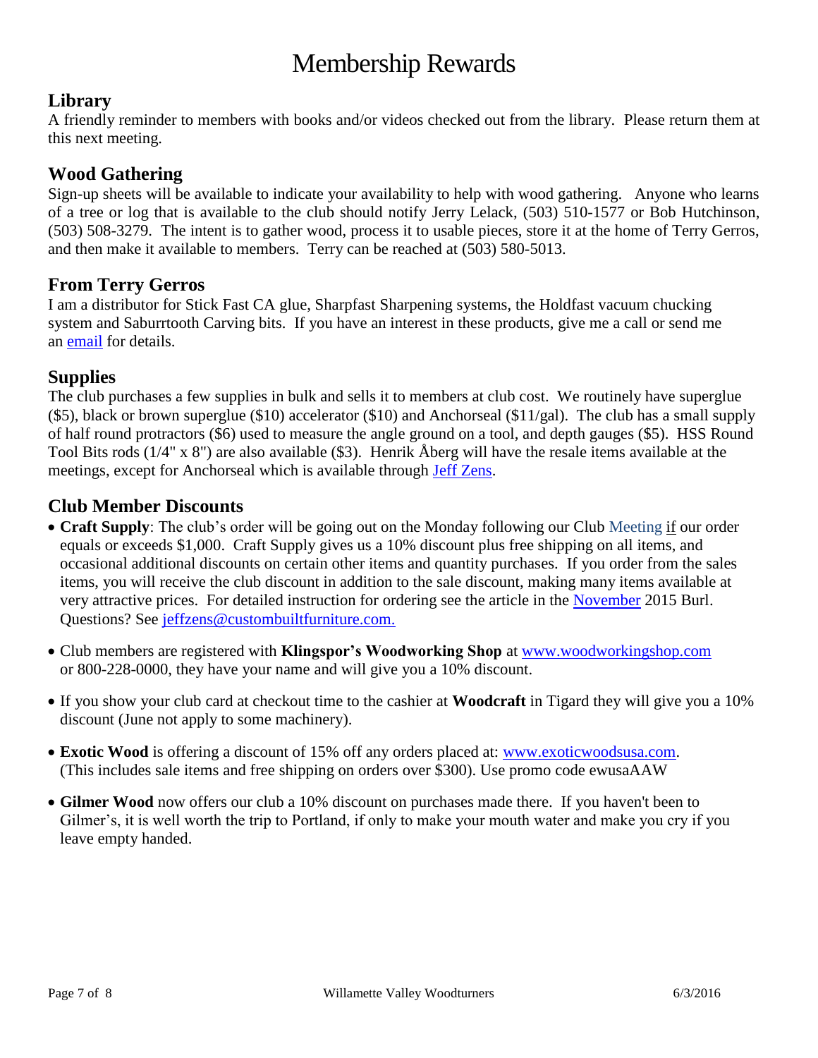# Membership Rewards

## Library

A friendly reminder to members with books and/or videos checked out from the library. Please return them at this next meeting.

## Wood Gathering

Sign-up sheets will be available to indicate your availability to help with wood gathering. Anyone who learns of a tree or log that is available to the club should notify Jerry Lelack, (503) 510-1577 or Bob Hutchinson, (503) 508-3279. The intent is to gather wood, process it to usable pieces, store it at the home of Terry Gerros, and then make it available to members. Terry can be reached at (503) 580-5013.

## From Terry Gerros

I am a distributor for Stick Fast CA glue, Sharpfast Sharpening systems, the Holdfast vacuum chucking system and Saburrtooth Carving bits. If you have an interest in these products, give me a call or send me an email for details.

## Supplies

The club purchases a few supplies in bulk and sells it to members at club cost. We routinely have superglue ($5), black or brown superglue ($10) accelerator ($10) and Anchorseal ($11/gal). The club has a small supply of half round protractors ($6) used to measure the angle ground on a tool, and depth gauges ($5). HSS Round Tool Bits rods (1/4" x 8") are also available ($3). Henrik Åberg will have the resale items available at the meetings, except for Anchorseal which is available through Jeff Zens.

## Club Member Discounts

- **Craft Supply**: The club's order will be going out on the Monday following our Club Meeting if our order equals or exceeds $1,000. Craft Supply gives us a 10% discount plus free shipping on all items, and occasional additional discounts on certain other items and quantity purchases. If you order from the sales items, you will receive the club discount in addition to the sale discount, making many items available at very attractive prices. For detailed instruction for ordering see the article in the November 2015 Burl. Questions? See jeffzens@custombuiltfurniture.com.
- Club members are registered with **Klingspor's Woodworking Shop** at www.woodworkingshop.com or 800-228-0000, they have your name and will give you a 10% discount.
- If you show your club card at checkout time to the cashier at **Woodcraft** in Tigard they will give you a 10% discount (June not apply to some machinery).
- **Exotic Wood** is offering a discount of 15% off any orders placed at: www.exoticwoodsusa.com. (This includes sale items and free shipping on orders over $300). Use promo code ewusaAAW
- **Gilmer Wood** now offers our club a 10% discount on purchases made there. If you haven't been to Gilmer's, it is well worth the trip to Portland, if only to make your mouth water and make you cry if you leave empty handed.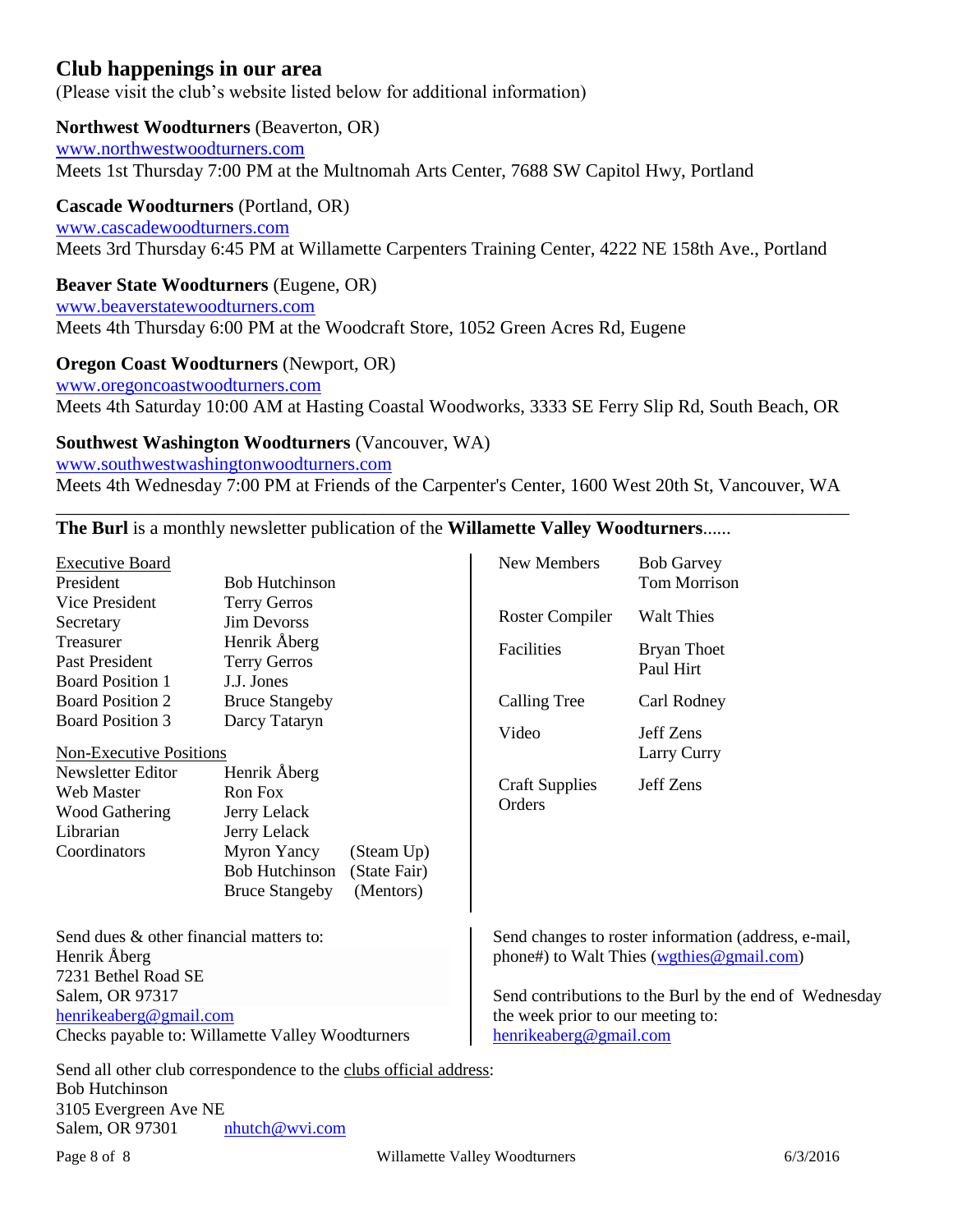## Club happenings in our area

(Please visit the club's website listed below for additional information)

**Northwest Woodturners** (Beaverton, OR)
www.northwestwoodturners.com
Meets 1st Thursday 7:00 PM at the Multnomah Arts Center, 7688 SW Capitol Hwy, Portland

**Cascade Woodturners** (Portland, OR)
www.cascadewoodturners.com
Meets 3rd Thursday 6:45 PM at Willamette Carpenters Training Center, 4222 NE 158th Ave., Portland

**Beaver State Woodturners** (Eugene, OR)
www.beaverstatewoodturners.com
Meets 4th Thursday 6:00 PM at the Woodcraft Store, 1052 Green Acres Rd, Eugene

**Oregon Coast Woodturners** (Newport, OR)
www.oregoncoastwoodturners.com
Meets 4th Saturday 10:00 AM at Hasting Coastal Woodworks, 3333 SE Ferry Slip Rd, South Beach, OR

**Southwest Washington Woodturners** (Vancouver, WA)
www.southwestwashingtonwoodturners.com
Meets 4th Wednesday 7:00 PM at Friends of the Carpenter's Center, 1600 West 20th St, Vancouver, WA

---

**The Burl** is a monthly newsletter publication of the **Willamette Valley Woodturners**......

| Executive Board | | |
|---|---|---|
| President | Bob Hutchinson | |
| Vice President | Terry Gerros | |
| Secretary | Jim Devorss | |
| Treasurer | Henrik Åberg | |
| Past President | Terry Gerros | |
| Board Position 1 | J.J. Jones | |
| Board Position 2 | Bruce Stangeby | |
| Board Position 3 | Darcy Tataryn | |

| Non-Executive Positions | | |
|---|---|---|
| Newsletter Editor | Henrik Åberg | |
| Web Master | Ron Fox | |
| Wood Gathering | Jerry Lelack | |
| Librarian | Jerry Lelack | |
| Coordinators | Myron Yancy | (Steam Up) |
| | Bob Hutchinson | (State Fair) |
| | Bruce Stangeby | (Mentors) |

| | |
|---|---|
| New Members | Bob Garvey, Tom Morrison |
| Roster Compiler | Walt Thies |
| Facilities | Bryan Thoet, Paul Hirt |
| Calling Tree | Carl Rodney |
| Video | Jeff Zens, Larry Curry |
| Craft Supplies Orders | Jeff Zens |

Send dues & other financial matters to:
Henrik Åberg
7231 Bethel Road SE
Salem, OR 97317
henrikeaberg@gmail.com
Checks payable to: Willamette Valley Woodturners

Send changes to roster information (address, e-mail, phone#) to Walt Thies (wgthies@gmail.com)

Send contributions to the Burl by the end of Wednesday the week prior to our meeting to:
henrikeaberg@gmail.com

Send all other club correspondence to the clubs official address:
Bob Hutchinson
3105 Evergreen Ave NE
Salem, OR 97301 nhutch@wvi.com